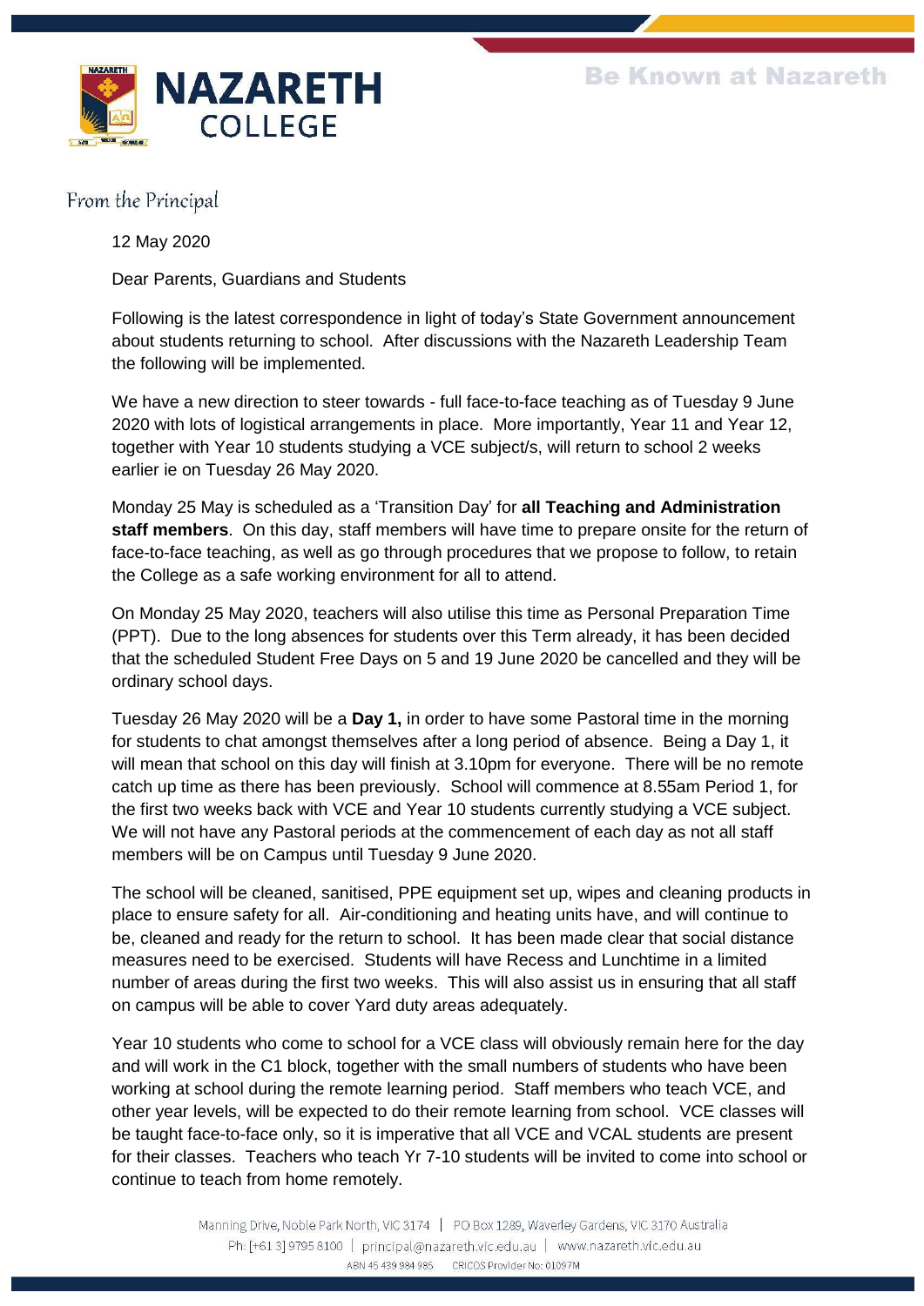# NAZARETH COLLEGE

**Be Known at Nazareth**

## From the Principal

12 May 2020

Dear Parents, Guardians and Students

Following is the latest correspondence in light of today's State Government announcement about students returning to school. After discussions with the Nazareth Leadership Team the following will be implemented.

We have a new direction to steer towards - full face-to-face teaching as of Tuesday 9 June 2020 with lots of logistical arrangements in place. More importantly, Year 11 and Year 12, together with Year 10 students studying a VCE subject/s, will return to school 2 weeks earlier ie on Tuesday 26 May 2020.

Monday 25 May is scheduled as a 'Transition Day' for **all Teaching and Administration staff members**. On this day, staff members will have time to prepare onsite for the return of face-to-face teaching, as well as go through procedures that we propose to follow, to retain the College as a safe working environment for all to attend.

On Monday 25 May 2020, teachers will also utilise this time as Personal Preparation Time (PPT). Due to the long absences for students over this Term already, it has been decided that the scheduled Student Free Days on 5 and 19 June 2020 be cancelled and they will be ordinary school days.

Tuesday 26 May 2020 will be a **Day 1,** in order to have some Pastoral time in the morning for students to chat amongst themselves after a long period of absence. Being a Day 1, it will mean that school on this day will finish at 3.10pm for everyone. There will be no remote catch up time as there has been previously. School will commence at 8.55am Period 1, for the first two weeks back with VCE and Year 10 students currently studying a VCE subject. We will not have any Pastoral periods at the commencement of each day as not all staff members will be on Campus until Tuesday 9 June 2020.

The school will be cleaned, sanitised, PPE equipment set up, wipes and cleaning products in place to ensure safety for all. Air-conditioning and heating units have, and will continue to be, cleaned and ready for the return to school. It has been made clear that social distance measures need to be exercised. Students will have Recess and Lunchtime in a limited number of areas during the first two weeks. This will also assist us in ensuring that all staff on campus will be able to cover Yard duty areas adequately.

Year 10 students who come to school for a VCE class will obviously remain here for the day and will work in the C1 block, together with the small numbers of students who have been working at school during the remote learning period. Staff members who teach VCE, and other year levels, will be expected to do their remote learning from school. VCE classes will be taught face-to-face only, so it is imperative that all VCE and VCAL students are present for their classes. Teachers who teach Yr 7-10 students will be invited to come into school or continue to teach from home remotely.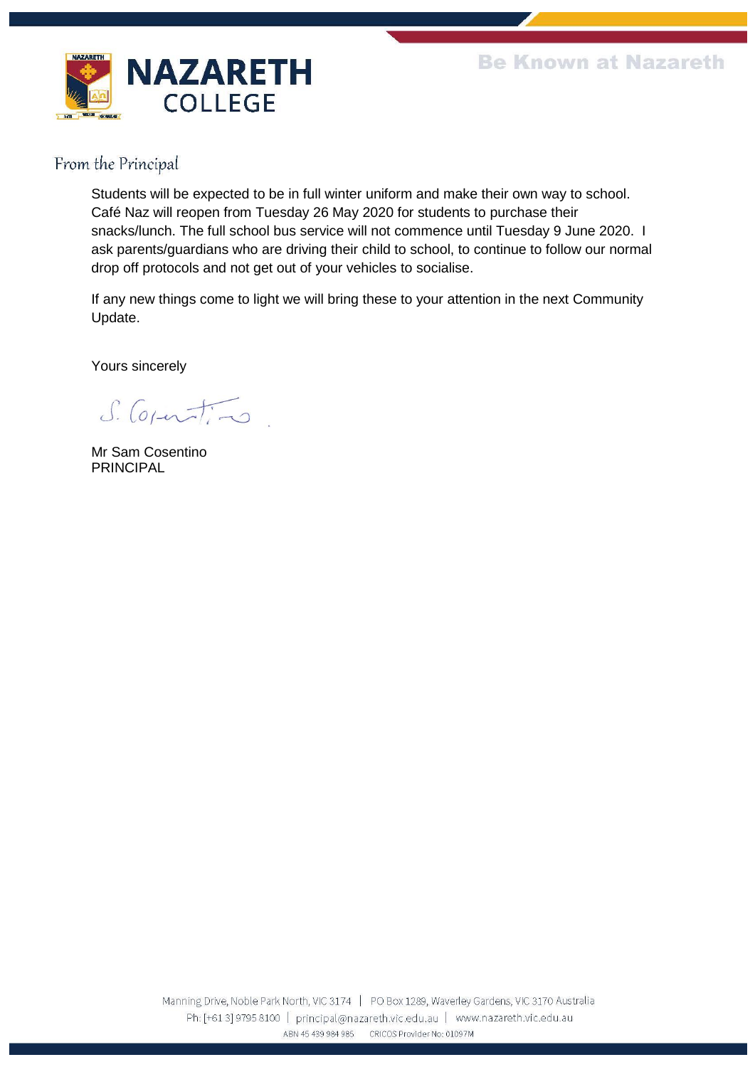## From the Principal

Students will be expected to be in full winter uniform and make their own way to school. Café Naz will reopen from Tuesday 26 May 2020 for students to purchase their snacks/lunch. The full school bus service will not commence until Tuesday 9 June 2020. I ask parents/guardians who are driving their child to school, to continue to follow our normal drop off protocols and not get out of your vehicles to socialise.

If any new things come to light we will bring these to your attention in the next Community Update.

Yours sincerely

S. Cosentino

Mr Sam Cosentino
PRINCIPAL